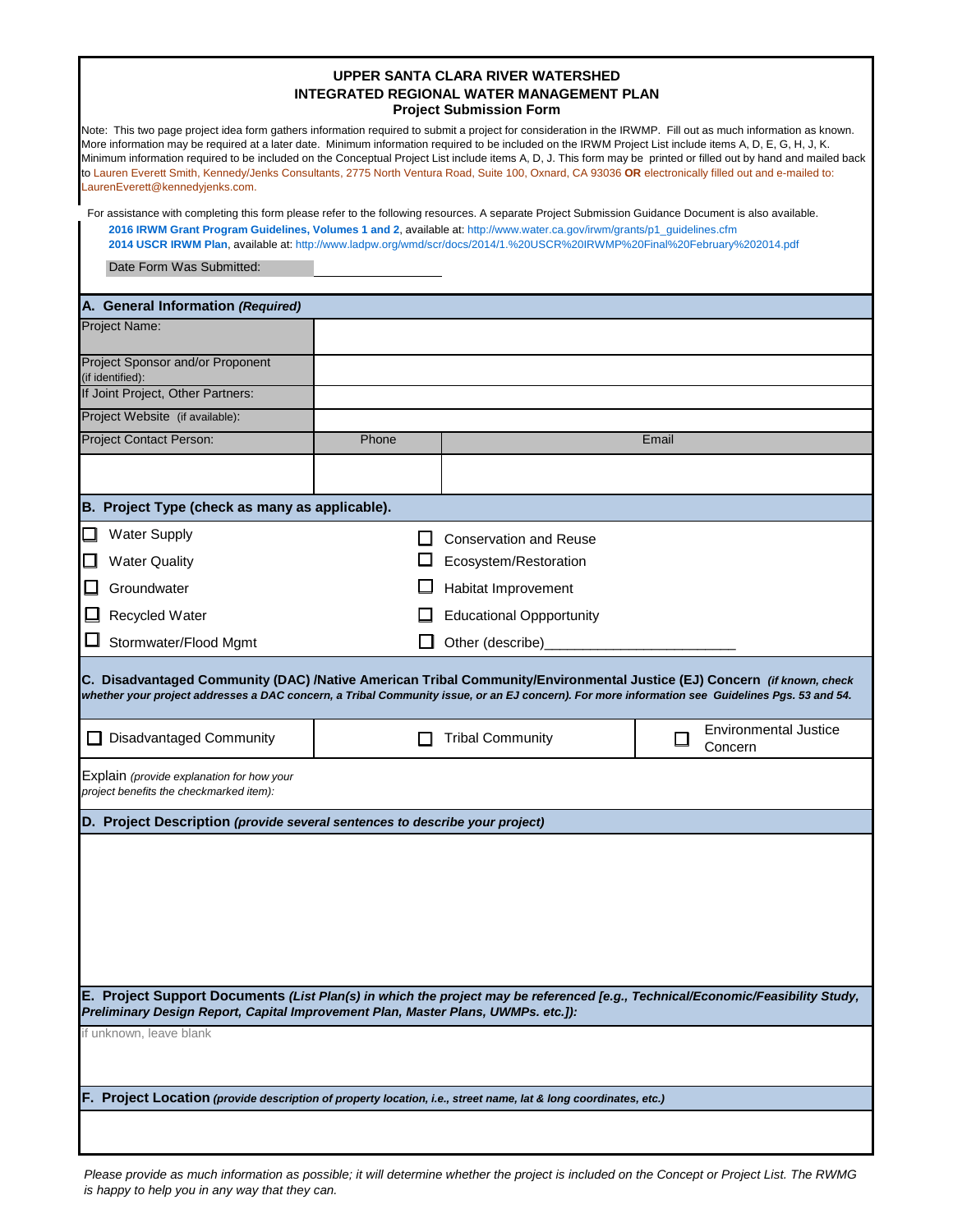# UPPER SANTA CLARA RIVER WATERSHED
# INTEGRATED REGIONAL WATER MANAGEMENT PLAN
## Project Submission Form

Note: This two page project idea form gathers information required to submit a project for consideration in the IRWMP. Fill out as much information as known. More information may be required at a later date. Minimum information required to be included on the IRWM Project List include items A, D, E, G, H, J, K. Minimum information required to be included on the Conceptual Project List include items A, D, J. This form may be printed or filled out by hand and mailed back to Lauren Everett Smith, Kennedy/Jenks Consultants, 2775 North Ventura Road, Suite 100, Oxnard, CA 93036 **OR** electronically filled out and e-mailed to: LaurenEverett@kennedyjenks.com.

For assistance with completing this form please refer to the following resources. A separate Project Submission Guidance Document is also available.

**2016 IRWM Grant Program Guidelines, Volumes 1 and 2**, available at: http://www.water.ca.gov/irwm/grants/p1_guidelines.cfm
**2014 USCR IRWM Plan**, available at: http://www.ladpw.org/wmd/scr/docs/2014/1.%20USCR%20IRWMP%20Final%20February%202014.pdf

Date Form Was Submitted: ____________________

### A. General Information *(Required)*

| | | |
|---|---|---|
| Project Name: | | |
| Project Sponsor and/or Proponent (if identified): | | |
| If Joint Project, Other Partners: | | |
| Project Website (if available): | | |
| Project Contact Person: | Phone | Email |
| | | |

### B. Project Type (check as many as applicable).

| | |
|---|---|
| ☐ Water Supply | ☐ Conservation and Reuse |
| ☐ Water Quality | ☐ Ecosystem/Restoration |
| ☐ Groundwater | ☐ Habitat Improvement |
| ☐ Recycled Water | ☐ Educational Oppportunity |
| ☐ Stormwater/Flood Mgmt | ☐ Other (describe)________________________ |

### C. Disadvantaged Community (DAC) /Native American Tribal Community/Environmental Justice (EJ) Concern *(if known, check whether your project addresses a DAC concern, a Tribal Community issue, or an EJ concern). For more information see Guidelines Pgs. 53 and 54.*

| | | |
|---|---|---|
| ☐ Disadvantaged Community | ☐ Tribal Community | ☐ Environmental Justice Concern |

Explain *(provide explanation for how your project benefits the checkmarked item):*

### D. Project Description *(provide several sentences to describe your project)*

### E. Project Support Documents *(List Plan(s) in which the project may be referenced [e.g., Technical/Economic/Feasibility Study, Preliminary Design Report, Capital Improvement Plan, Master Plans, UWMPs. etc.]):*

if unknown, leave blank

### F. Project Location *(provide description of property location, i.e., street name, lat & long coordinates, etc.)*

*Please provide as much information as possible; it will determine whether the project is included on the Concept or Project List. The RWMG is happy to help you in any way that they can.*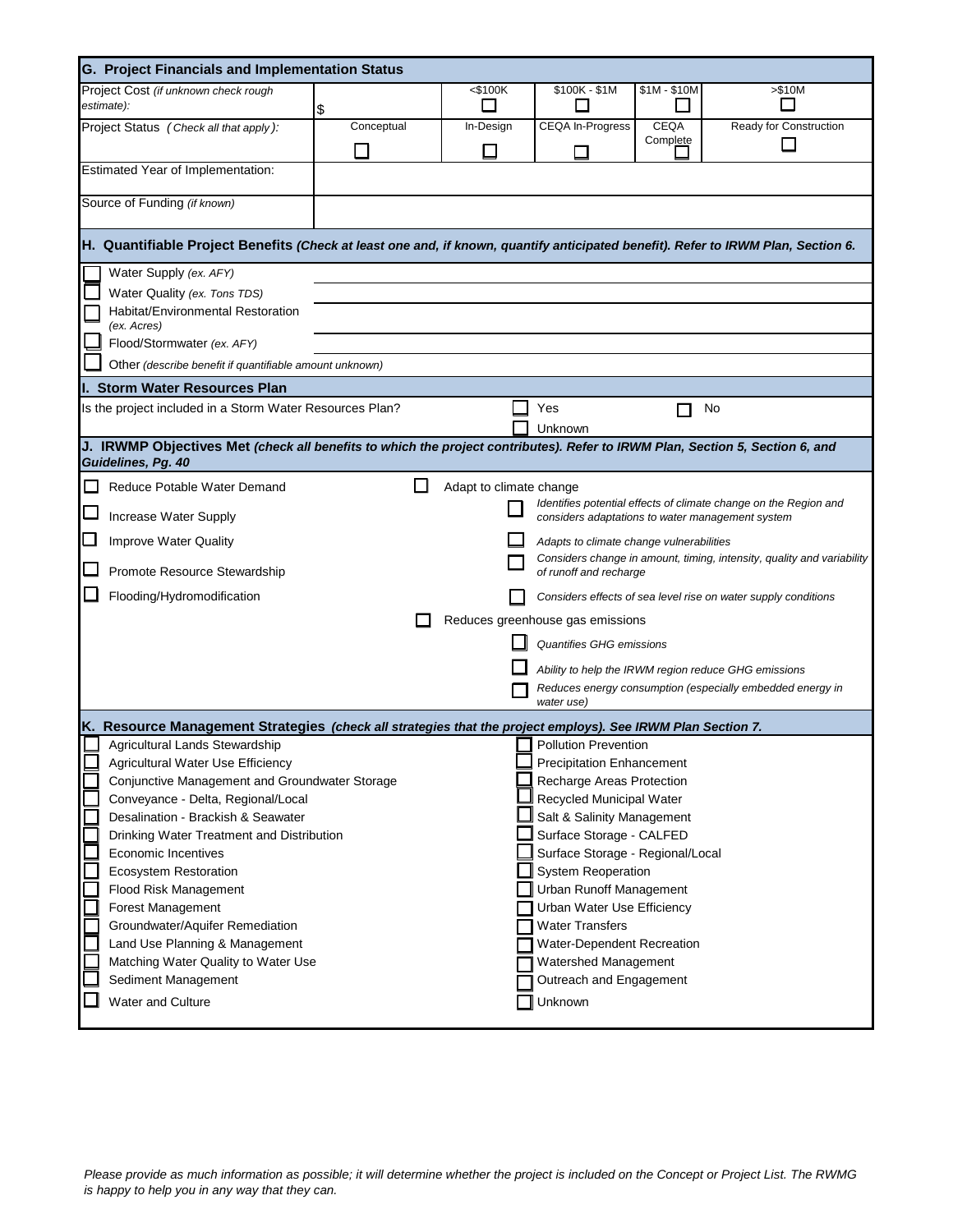## G. Project Financials and Implementation Status

| | | | | | |
|---|---|---|---|---|---|
| Project Cost *(if unknown check rough estimate)*: | $ | <$100K ☐ | $100K - $1M ☐ | $1M - $10M ☐ | >$10M ☐ |
| Project Status *(Check all that apply)*: | Conceptual ☐ | In-Design ☐ | CEQA In-Progress ☐ | CEQA Complete ☐ | Ready for Construction ☐ |
| Estimated Year of Implementation: | | | | | |
| Source of Funding *(if known)* | | | | | |

## H. Quantifiable Project Benefits *(Check at least one and, if known, quantify anticipated benefit). Refer to IRWM Plan, Section 6.*

- ☐ Water Supply *(ex. AFY)*
- ☐ Water Quality *(ex. Tons TDS)*
- ☐ Habitat/Environmental Restoration *(ex. Acres)*
- ☐ Flood/Stormwater *(ex. AFY)*
- ☐ Other *(describe benefit if quantifiable amount unknown)*

## I. Storm Water Resources Plan

Is the project included in a Storm Water Resources Plan? ☐ Yes ☐ No ☐ Unknown

## J. IRWMP Objectives Met *(check all benefits to which the project contributes). Refer to IRWM Plan, Section 5, Section 6, and Guidelines, Pg. 40*

- ☐ Reduce Potable Water Demand
- ☐ Increase Water Supply
- ☐ Improve Water Quality
- ☐ Promote Resource Stewardship
- ☐ Flooding/Hydromodification
- ☐ Adapt to climate change
  - ☐ *Identifies potential effects of climate change on the Region and considers adaptations to water management system*
  - ☐ *Adapts to climate change vulnerabilities*
  - ☐ *Considers change in amount, timing, intensity, quality and variability of runoff and recharge*
  - ☐ *Considers effects of sea level rise on water supply conditions*
- ☐ Reduces greenhouse gas emissions
  - ☐ *Quantifies GHG emissions*
  - ☐ *Ability to help the IRWM region reduce GHG emissions*
  - ☐ *Reduces energy consumption (especially embedded energy in water use)*

## K. Resource Management Strategies *(check all strategies that the project employs). See IRWM Plan Section 7.*

| | |
|---|---|
| ☐ Agricultural Lands Stewardship | ☐ Pollution Prevention |
| ☐ Agricultural Water Use Efficiency | ☐ Precipitation Enhancement |
| ☐ Conjunctive Management and Groundwater Storage | ☐ Recharge Areas Protection |
| ☐ Conveyance - Delta, Regional/Local | ☐ Recycled Municipal Water |
| ☐ Desalination - Brackish & Seawater | ☐ Salt & Salinity Management |
| ☐ Drinking Water Treatment and Distribution | ☐ Surface Storage - CALFED |
| ☐ Economic Incentives | ☐ Surface Storage - Regional/Local |
| ☐ Ecosystem Restoration | ☐ System Reoperation |
| ☐ Flood Risk Management | ☐ Urban Runoff Management |
| ☐ Forest Management | ☐ Urban Water Use Efficiency |
| ☐ Groundwater/Aquifer Remediation | ☐ Water Transfers |
| ☐ Land Use Planning & Management | ☐ Water-Dependent Recreation |
| ☐ Matching Water Quality to Water Use | ☐ Watershed Management |
| ☐ Sediment Management | ☐ Outreach and Engagement |
| ☐ Water and Culture | ☐ Unknown |

*Please provide as much information as possible; it will determine whether the project is included on the Concept or Project List. The RWMG is happy to help you in any way that they can.*